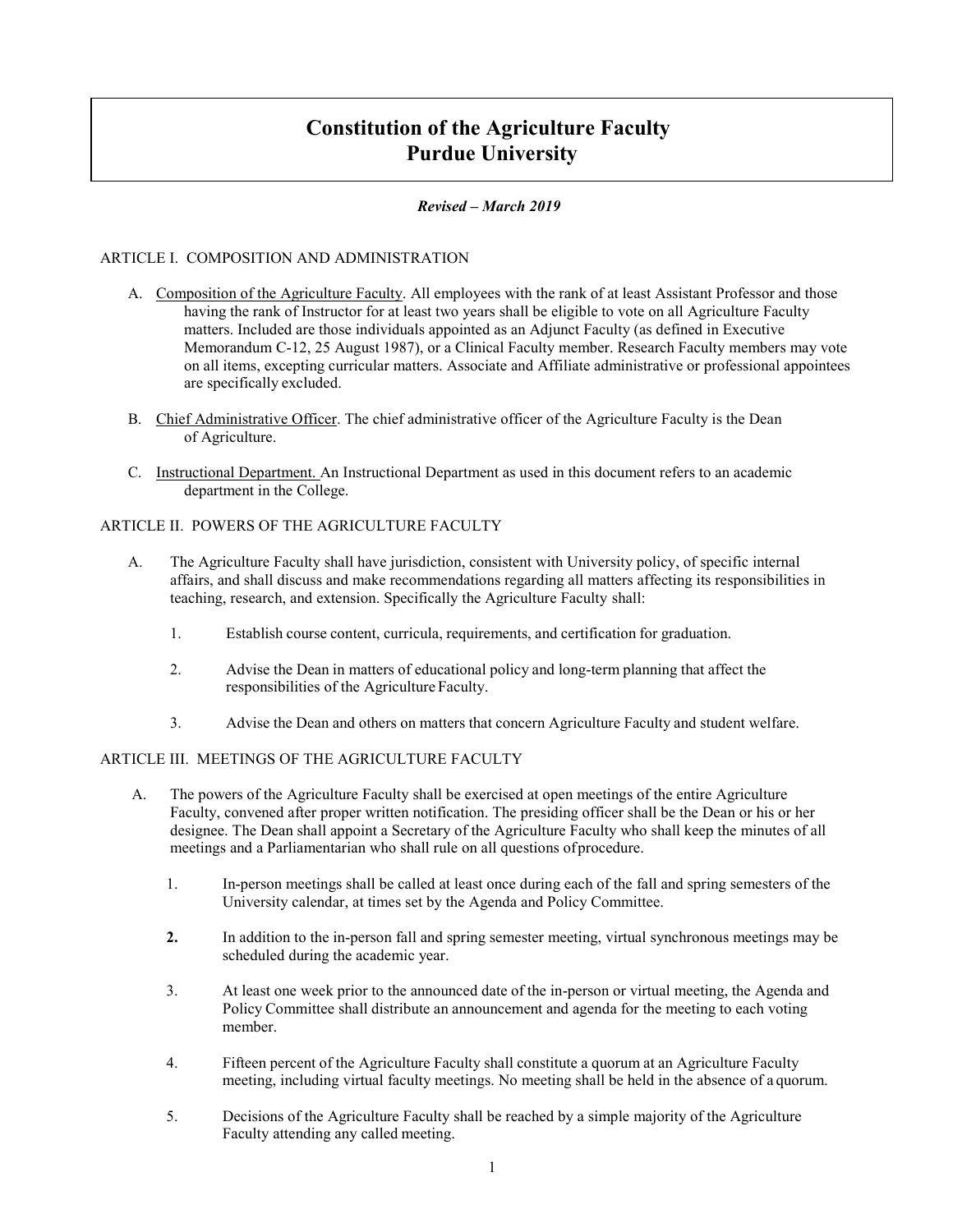# Constitution of the Agriculture Faculty
# Purdue University

***Revised – March 2019***

## ARTICLE I. COMPOSITION AND ADMINISTRATION

A. <u>Composition of the Agriculture Faculty</u>. All employees with the rank of at least Assistant Professor and those having the rank of Instructor for at least two years shall be eligible to vote on all Agriculture Faculty matters. Included are those individuals appointed as an Adjunct Faculty (as defined in Executive Memorandum C-12, 25 August 1987), or a Clinical Faculty member. Research Faculty members may vote on all items, excepting curricular matters. Associate and Affiliate administrative or professional appointees are specifically excluded.

B. <u>Chief Administrative Officer</u>. The chief administrative officer of the Agriculture Faculty is the Dean of Agriculture.

C. <u>Instructional Department.</u> An Instructional Department as used in this document refers to an academic department in the College.

## ARTICLE II. POWERS OF THE AGRICULTURE FACULTY

A. The Agriculture Faculty shall have jurisdiction, consistent with University policy, of specific internal affairs, and shall discuss and make recommendations regarding all matters affecting its responsibilities in teaching, research, and extension. Specifically the Agriculture Faculty shall:

1. Establish course content, curricula, requirements, and certification for graduation.

2. Advise the Dean in matters of educational policy and long-term planning that affect the responsibilities of the Agriculture Faculty.

3. Advise the Dean and others on matters that concern Agriculture Faculty and student welfare.

## ARTICLE III. MEETINGS OF THE AGRICULTURE FACULTY

A. The powers of the Agriculture Faculty shall be exercised at open meetings of the entire Agriculture Faculty, convened after proper written notification. The presiding officer shall be the Dean or his or her designee. The Dean shall appoint a Secretary of the Agriculture Faculty who shall keep the minutes of all meetings and a Parliamentarian who shall rule on all questions of procedure.

1. In-person meetings shall be called at least once during each of the fall and spring semesters of the University calendar, at times set by the Agenda and Policy Committee.

2. In addition to the in-person fall and spring semester meeting, virtual synchronous meetings may be scheduled during the academic year.

3. At least one week prior to the announced date of the in-person or virtual meeting, the Agenda and Policy Committee shall distribute an announcement and agenda for the meeting to each voting member.

4. Fifteen percent of the Agriculture Faculty shall constitute a quorum at an Agriculture Faculty meeting, including virtual faculty meetings. No meeting shall be held in the absence of a quorum.

5. Decisions of the Agriculture Faculty shall be reached by a simple majority of the Agriculture Faculty attending any called meeting.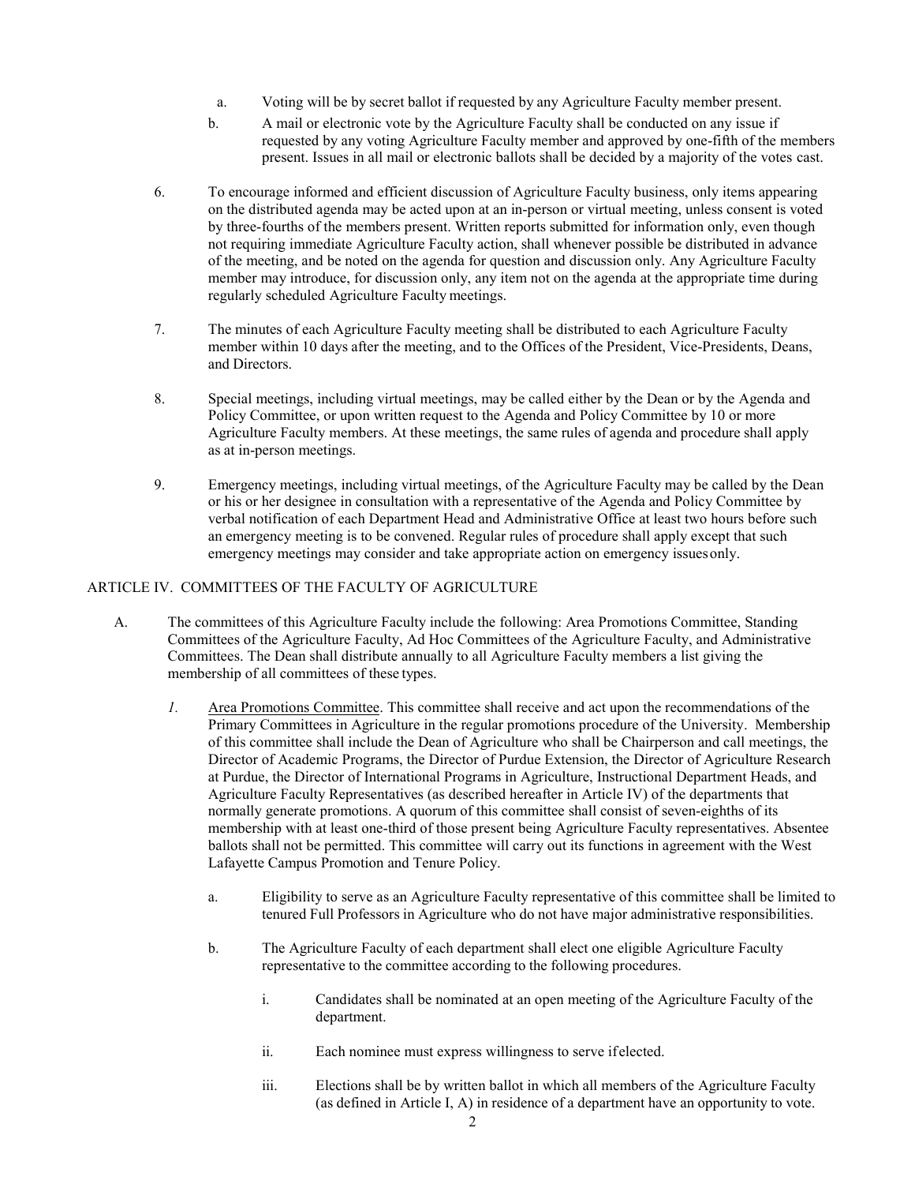a. Voting will be by secret ballot if requested by any Agriculture Faculty member present.

b. A mail or electronic vote by the Agriculture Faculty shall be conducted on any issue if requested by any voting Agriculture Faculty member and approved by one-fifth of the members present. Issues in all mail or electronic ballots shall be decided by a majority of the votes cast.

6. To encourage informed and efficient discussion of Agriculture Faculty business, only items appearing on the distributed agenda may be acted upon at an in-person or virtual meeting, unless consent is voted by three-fourths of the members present. Written reports submitted for information only, even though not requiring immediate Agriculture Faculty action, shall whenever possible be distributed in advance of the meeting, and be noted on the agenda for question and discussion only. Any Agriculture Faculty member may introduce, for discussion only, any item not on the agenda at the appropriate time during regularly scheduled Agriculture Faculty meetings.

7. The minutes of each Agriculture Faculty meeting shall be distributed to each Agriculture Faculty member within 10 days after the meeting, and to the Offices of the President, Vice-Presidents, Deans, and Directors.

8. Special meetings, including virtual meetings, may be called either by the Dean or by the Agenda and Policy Committee, or upon written request to the Agenda and Policy Committee by 10 or more Agriculture Faculty members. At these meetings, the same rules of agenda and procedure shall apply as at in-person meetings.

9. Emergency meetings, including virtual meetings, of the Agriculture Faculty may be called by the Dean or his or her designee in consultation with a representative of the Agenda and Policy Committee by verbal notification of each Department Head and Administrative Office at least two hours before such an emergency meeting is to be convened. Regular rules of procedure shall apply except that such emergency meetings may consider and take appropriate action on emergency issues only.

## ARTICLE IV. COMMITTEES OF THE FACULTY OF AGRICULTURE

A. The committees of this Agriculture Faculty include the following: Area Promotions Committee, Standing Committees of the Agriculture Faculty, Ad Hoc Committees of the Agriculture Faculty, and Administrative Committees. The Dean shall distribute annually to all Agriculture Faculty members a list giving the membership of all committees of these types.

*1.* Area Promotions Committee. This committee shall receive and act upon the recommendations of the Primary Committees in Agriculture in the regular promotions procedure of the University. Membership of this committee shall include the Dean of Agriculture who shall be Chairperson and call meetings, the Director of Academic Programs, the Director of Purdue Extension, the Director of Agriculture Research at Purdue, the Director of International Programs in Agriculture, Instructional Department Heads, and Agriculture Faculty Representatives (as described hereafter in Article IV) of the departments that normally generate promotions. A quorum of this committee shall consist of seven-eighths of its membership with at least one-third of those present being Agriculture Faculty representatives. Absentee ballots shall not be permitted. This committee will carry out its functions in agreement with the West Lafayette Campus Promotion and Tenure Policy.

a. Eligibility to serve as an Agriculture Faculty representative of this committee shall be limited to tenured Full Professors in Agriculture who do not have major administrative responsibilities.

b. The Agriculture Faculty of each department shall elect one eligible Agriculture Faculty representative to the committee according to the following procedures.

i. Candidates shall be nominated at an open meeting of the Agriculture Faculty of the department.

ii. Each nominee must express willingness to serve if elected.

iii. Elections shall be by written ballot in which all members of the Agriculture Faculty (as defined in Article I, A) in residence of a department have an opportunity to vote.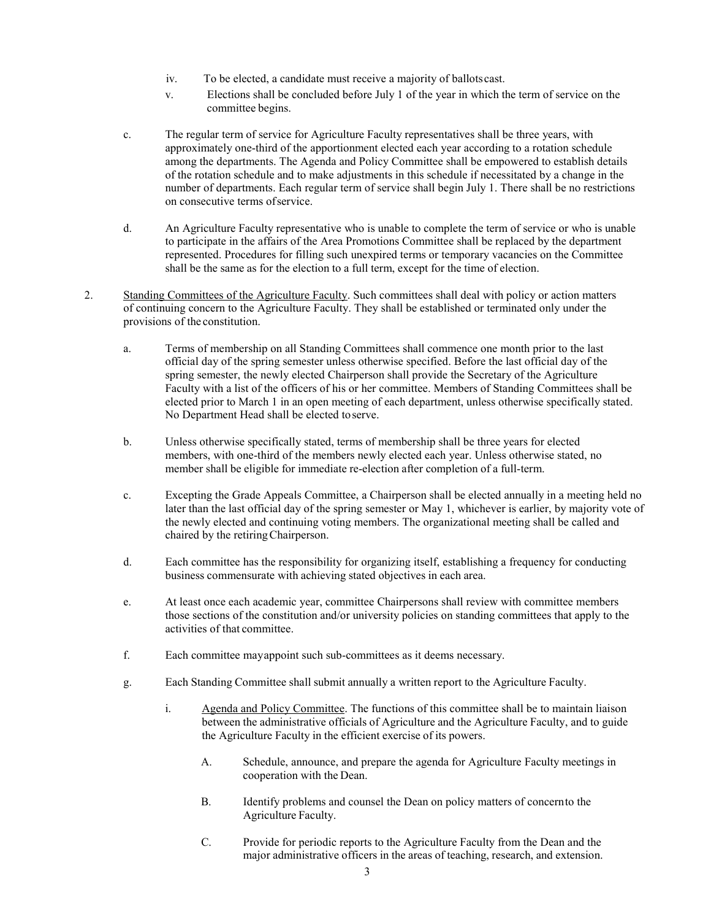iv. To be elected, a candidate must receive a majority of ballots cast.

v. Elections shall be concluded before July 1 of the year in which the term of service on the committee begins.

c. The regular term of service for Agriculture Faculty representatives shall be three years, with approximately one-third of the apportionment elected each year according to a rotation schedule among the departments. The Agenda and Policy Committee shall be empowered to establish details of the rotation schedule and to make adjustments in this schedule if necessitated by a change in the number of departments. Each regular term of service shall begin July 1. There shall be no restrictions on consecutive terms of service.

d. An Agriculture Faculty representative who is unable to complete the term of service or who is unable to participate in the affairs of the Area Promotions Committee shall be replaced by the department represented. Procedures for filling such unexpired terms or temporary vacancies on the Committee shall be the same as for the election to a full term, except for the time of election.

2. Standing Committees of the Agriculture Faculty. Such committees shall deal with policy or action matters of continuing concern to the Agriculture Faculty. They shall be established or terminated only under the provisions of the constitution.

   a. Terms of membership on all Standing Committees shall commence one month prior to the last official day of the spring semester unless otherwise specified. Before the last official day of the spring semester, the newly elected Chairperson shall provide the Secretary of the Agriculture Faculty with a list of the officers of his or her committee. Members of Standing Committees shall be elected prior to March 1 in an open meeting of each department, unless otherwise specifically stated. No Department Head shall be elected to serve.

   b. Unless otherwise specifically stated, terms of membership shall be three years for elected members, with one-third of the members newly elected each year. Unless otherwise stated, no member shall be eligible for immediate re-election after completion of a full-term.

   c. Excepting the Grade Appeals Committee, a Chairperson shall be elected annually in a meeting held no later than the last official day of the spring semester or May 1, whichever is earlier, by majority vote of the newly elected and continuing voting members. The organizational meeting shall be called and chaired by the retiring Chairperson.

   d. Each committee has the responsibility for organizing itself, establishing a frequency for conducting business commensurate with achieving stated objectives in each area.

   e. At least once each academic year, committee Chairpersons shall review with committee members those sections of the constitution and/or university policies on standing committees that apply to the activities of that committee.

   f. Each committee may appoint such sub-committees as it deems necessary.

   g. Each Standing Committee shall submit annually a written report to the Agriculture Faculty.

      i. Agenda and Policy Committee. The functions of this committee shall be to maintain liaison between the administrative officials of Agriculture and the Agriculture Faculty, and to guide the Agriculture Faculty in the efficient exercise of its powers.

         A. Schedule, announce, and prepare the agenda for Agriculture Faculty meetings in cooperation with the Dean.

         B. Identify problems and counsel the Dean on policy matters of concern to the Agriculture Faculty.

         C. Provide for periodic reports to the Agriculture Faculty from the Dean and the major administrative officers in the areas of teaching, research, and extension.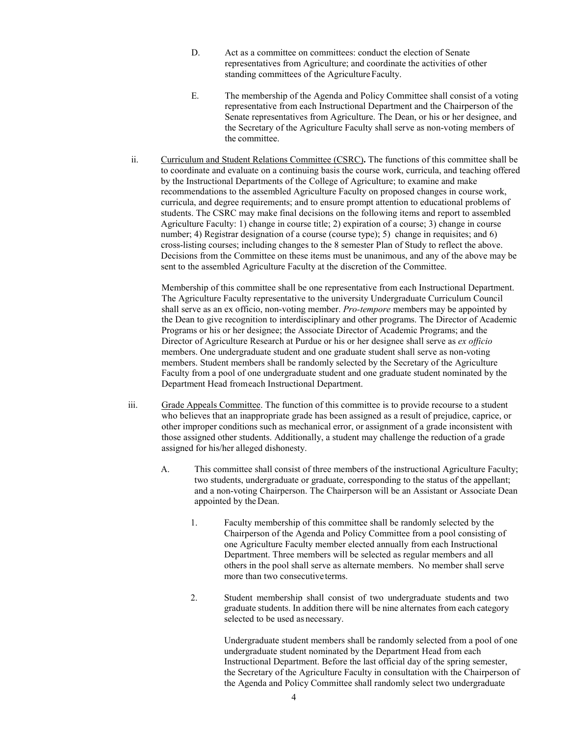D. Act as a committee on committees: conduct the election of Senate representatives from Agriculture; and coordinate the activities of other standing committees of the Agriculture Faculty.

E. The membership of the Agenda and Policy Committee shall consist of a voting representative from each Instructional Department and the Chairperson of the Senate representatives from Agriculture. The Dean, or his or her designee, and the Secretary of the Agriculture Faculty shall serve as non-voting members of the committee.

ii. <u>Curriculum and Student Relations Committee (CSRC)</u>**.** The functions of this committee shall be to coordinate and evaluate on a continuing basis the course work, curricula, and teaching offered by the Instructional Departments of the College of Agriculture; to examine and make recommendations to the assembled Agriculture Faculty on proposed changes in course work, curricula, and degree requirements; and to ensure prompt attention to educational problems of students. The CSRC may make final decisions on the following items and report to assembled Agriculture Faculty: 1) change in course title; 2) expiration of a course; 3) change in course number; 4) Registrar designation of a course (course type); 5) change in requisites; and 6) cross-listing courses; including changes to the 8 semester Plan of Study to reflect the above. Decisions from the Committee on these items must be unanimous, and any of the above may be sent to the assembled Agriculture Faculty at the discretion of the Committee.

Membership of this committee shall be one representative from each Instructional Department. The Agriculture Faculty representative to the university Undergraduate Curriculum Council shall serve as an ex officio, non-voting member. *Pro-tempore* members may be appointed by the Dean to give recognition to interdisciplinary and other programs. The Director of Academic Programs or his or her designee; the Associate Director of Academic Programs; and the Director of Agriculture Research at Purdue or his or her designee shall serve as *ex officio* members. One undergraduate student and one graduate student shall serve as non-voting members. Student members shall be randomly selected by the Secretary of the Agriculture Faculty from a pool of one undergraduate student and one graduate student nominated by the Department Head fromeach Instructional Department.

iii. <u>Grade Appeals Committee</u>. The function of this committee is to provide recourse to a student who believes that an inappropriate grade has been assigned as a result of prejudice, caprice, or other improper conditions such as mechanical error, or assignment of a grade inconsistent with those assigned other students. Additionally, a student may challenge the reduction of a grade assigned for his/her alleged dishonesty.

A. This committee shall consist of three members of the instructional Agriculture Faculty; two students, undergraduate or graduate, corresponding to the status of the appellant; and a non-voting Chairperson. The Chairperson will be an Assistant or Associate Dean appointed by the Dean.

1. Faculty membership of this committee shall be randomly selected by the Chairperson of the Agenda and Policy Committee from a pool consisting of one Agriculture Faculty member elected annually from each Instructional Department. Three members will be selected as regular members and all others in the pool shall serve as alternate members. No member shall serve more than two consecutive terms.

2. Student membership shall consist of two undergraduate students and two graduate students. In addition there will be nine alternates from each category selected to be used as necessary.

   Undergraduate student members shall be randomly selected from a pool of one undergraduate student nominated by the Department Head from each Instructional Department. Before the last official day of the spring semester, the Secretary of the Agriculture Faculty in consultation with the Chairperson of the Agenda and Policy Committee shall randomly select two undergraduate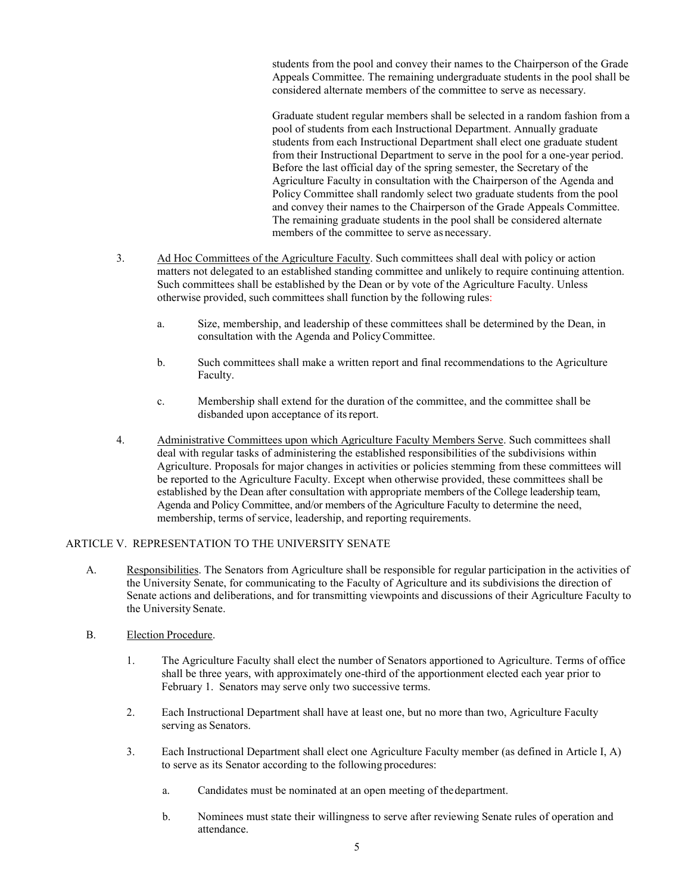students from the pool and convey their names to the Chairperson of the Grade Appeals Committee. The remaining undergraduate students in the pool shall be considered alternate members of the committee to serve as necessary.

Graduate student regular members shall be selected in a random fashion from a pool of students from each Instructional Department. Annually graduate students from each Instructional Department shall elect one graduate student from their Instructional Department to serve in the pool for a one-year period. Before the last official day of the spring semester, the Secretary of the Agriculture Faculty in consultation with the Chairperson of the Agenda and Policy Committee shall randomly select two graduate students from the pool and convey their names to the Chairperson of the Grade Appeals Committee. The remaining graduate students in the pool shall be considered alternate members of the committee to serve as necessary.

3. Ad Hoc Committees of the Agriculture Faculty. Such committees shall deal with policy or action matters not delegated to an established standing committee and unlikely to require continuing attention. Such committees shall be established by the Dean or by vote of the Agriculture Faculty. Unless otherwise provided, such committees shall function by the following rules:

   a. Size, membership, and leadership of these committees shall be determined by the Dean, in consultation with the Agenda and Policy Committee.

   b. Such committees shall make a written report and final recommendations to the Agriculture Faculty.

   c. Membership shall extend for the duration of the committee, and the committee shall be disbanded upon acceptance of its report.

4. Administrative Committees upon which Agriculture Faculty Members Serve. Such committees shall deal with regular tasks of administering the established responsibilities of the subdivisions within Agriculture. Proposals for major changes in activities or policies stemming from these committees will be reported to the Agriculture Faculty. Except when otherwise provided, these committees shall be established by the Dean after consultation with appropriate members of the College leadership team, Agenda and Policy Committee, and/or members of the Agriculture Faculty to determine the need, membership, terms of service, leadership, and reporting requirements.

## ARTICLE V. REPRESENTATION TO THE UNIVERSITY SENATE

A. Responsibilities. The Senators from Agriculture shall be responsible for regular participation in the activities of the University Senate, for communicating to the Faculty of Agriculture and its subdivisions the direction of Senate actions and deliberations, and for transmitting viewpoints and discussions of their Agriculture Faculty to the University Senate.

B. Election Procedure.

1. The Agriculture Faculty shall elect the number of Senators apportioned to Agriculture. Terms of office shall be three years, with approximately one-third of the apportionment elected each year prior to February 1. Senators may serve only two successive terms.

2. Each Instructional Department shall have at least one, but no more than two, Agriculture Faculty serving as Senators.

3. Each Instructional Department shall elect one Agriculture Faculty member (as defined in Article I, A) to serve as its Senator according to the following procedures:

   a. Candidates must be nominated at an open meeting of the department.

   b. Nominees must state their willingness to serve after reviewing Senate rules of operation and attendance.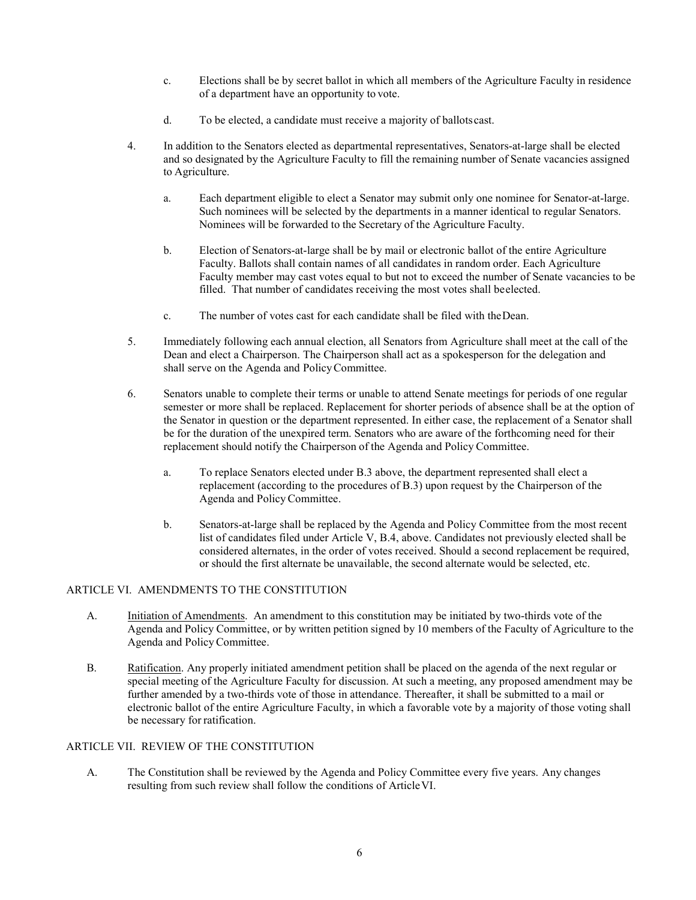c. Elections shall be by secret ballot in which all members of the Agriculture Faculty in residence of a department have an opportunity to vote.

d. To be elected, a candidate must receive a majority of ballots cast.

4. In addition to the Senators elected as departmental representatives, Senators-at-large shall be elected and so designated by the Agriculture Faculty to fill the remaining number of Senate vacancies assigned to Agriculture.

   a. Each department eligible to elect a Senator may submit only one nominee for Senator-at-large. Such nominees will be selected by the departments in a manner identical to regular Senators. Nominees will be forwarded to the Secretary of the Agriculture Faculty.

   b. Election of Senators-at-large shall be by mail or electronic ballot of the entire Agriculture Faculty. Ballots shall contain names of all candidates in random order. Each Agriculture Faculty member may cast votes equal to but not to exceed the number of Senate vacancies to be filled. That number of candidates receiving the most votes shall be elected.

   c. The number of votes cast for each candidate shall be filed with the Dean.

5. Immediately following each annual election, all Senators from Agriculture shall meet at the call of the Dean and elect a Chairperson. The Chairperson shall act as a spokesperson for the delegation and shall serve on the Agenda and Policy Committee.

6. Senators unable to complete their terms or unable to attend Senate meetings for periods of one regular semester or more shall be replaced. Replacement for shorter periods of absence shall be at the option of the Senator in question or the department represented. In either case, the replacement of a Senator shall be for the duration of the unexpired term. Senators who are aware of the forthcoming need for their replacement should notify the Chairperson of the Agenda and Policy Committee.

   a. To replace Senators elected under B.3 above, the department represented shall elect a replacement (according to the procedures of B.3) upon request by the Chairperson of the Agenda and Policy Committee.

   b. Senators-at-large shall be replaced by the Agenda and Policy Committee from the most recent list of candidates filed under Article V, B.4, above. Candidates not previously elected shall be considered alternates, in the order of votes received. Should a second replacement be required, or should the first alternate be unavailable, the second alternate would be selected, etc.

## ARTICLE VI. AMENDMENTS TO THE CONSTITUTION

A. Initiation of Amendments. An amendment to this constitution may be initiated by two-thirds vote of the Agenda and Policy Committee, or by written petition signed by 10 members of the Faculty of Agriculture to the Agenda and Policy Committee.

B. Ratification. Any properly initiated amendment petition shall be placed on the agenda of the next regular or special meeting of the Agriculture Faculty for discussion. At such a meeting, any proposed amendment may be further amended by a two-thirds vote of those in attendance. Thereafter, it shall be submitted to a mail or electronic ballot of the entire Agriculture Faculty, in which a favorable vote by a majority of those voting shall be necessary for ratification.

## ARTICLE VII. REVIEW OF THE CONSTITUTION

A. The Constitution shall be reviewed by the Agenda and Policy Committee every five years. Any changes resulting from such review shall follow the conditions of Article VI.